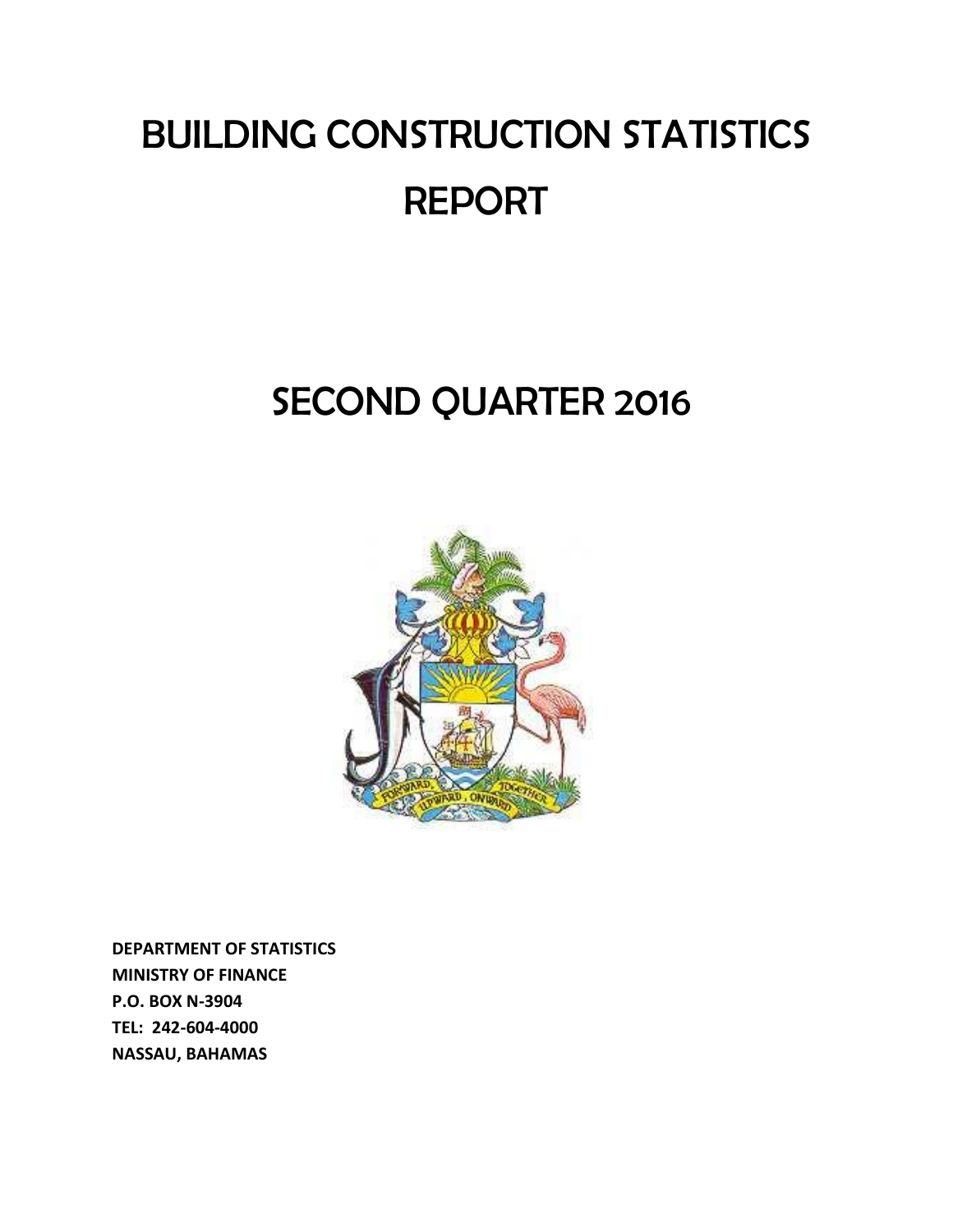# BUILDING CONSTRUCTION STATISTICS REPORT

## SECOND QUARTER 2016

**DEPARTMENT OF STATISTICS**
**MINISTRY OF FINANCE**
**P.O. BOX N-3904**
**TEL: 242-604-4000**
**NASSAU, BAHAMAS**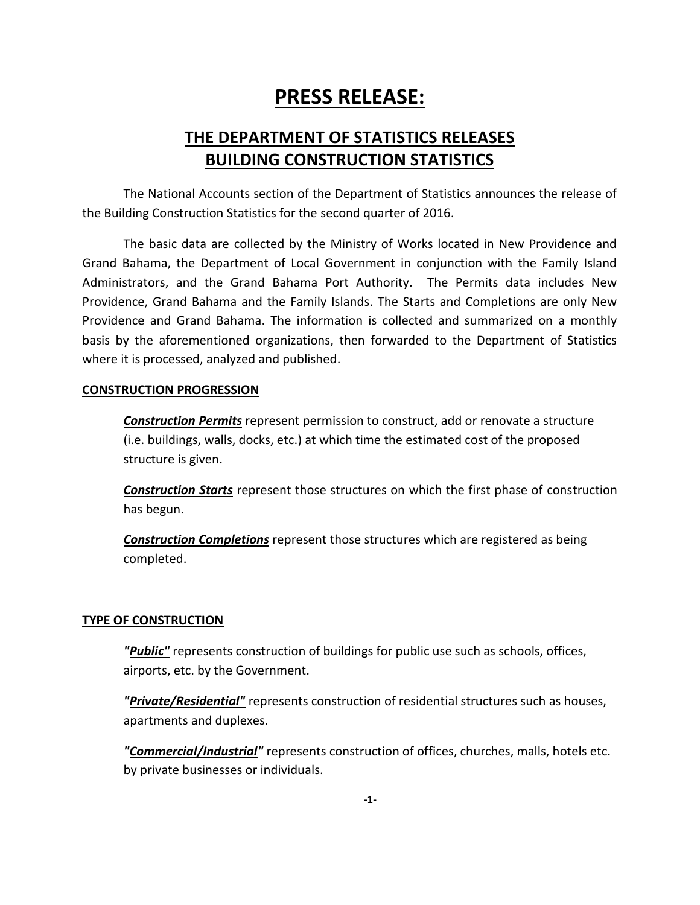# PRESS RELEASE:

## THE DEPARTMENT OF STATISTICS RELEASES BUILDING CONSTRUCTION STATISTICS

The National Accounts section of the Department of Statistics announces the release of the Building Construction Statistics for the second quarter of 2016.

The basic data are collected by the Ministry of Works located in New Providence and Grand Bahama, the Department of Local Government in conjunction with the Family Island Administrators, and the Grand Bahama Port Authority. The Permits data includes New Providence, Grand Bahama and the Family Islands. The Starts and Completions are only New Providence and Grand Bahama. The information is collected and summarized on a monthly basis by the aforementioned organizations, then forwarded to the Department of Statistics where it is processed, analyzed and published.

### CONSTRUCTION PROGRESSION

***Construction Permits*** represent permission to construct, add or renovate a structure (i.e. buildings, walls, docks, etc.) at which time the estimated cost of the proposed structure is given.

***Construction Starts*** represent those structures on which the first phase of construction has begun.

***Construction Completions*** represent those structures which are registered as being completed.

### TYPE OF CONSTRUCTION

***"Public"*** represents construction of buildings for public use such as schools, offices, airports, etc. by the Government.

***"Private/Residential"*** represents construction of residential structures such as houses, apartments and duplexes.

***"Commercial/Industrial"*** represents construction of offices, churches, malls, hotels etc. by private businesses or individuals.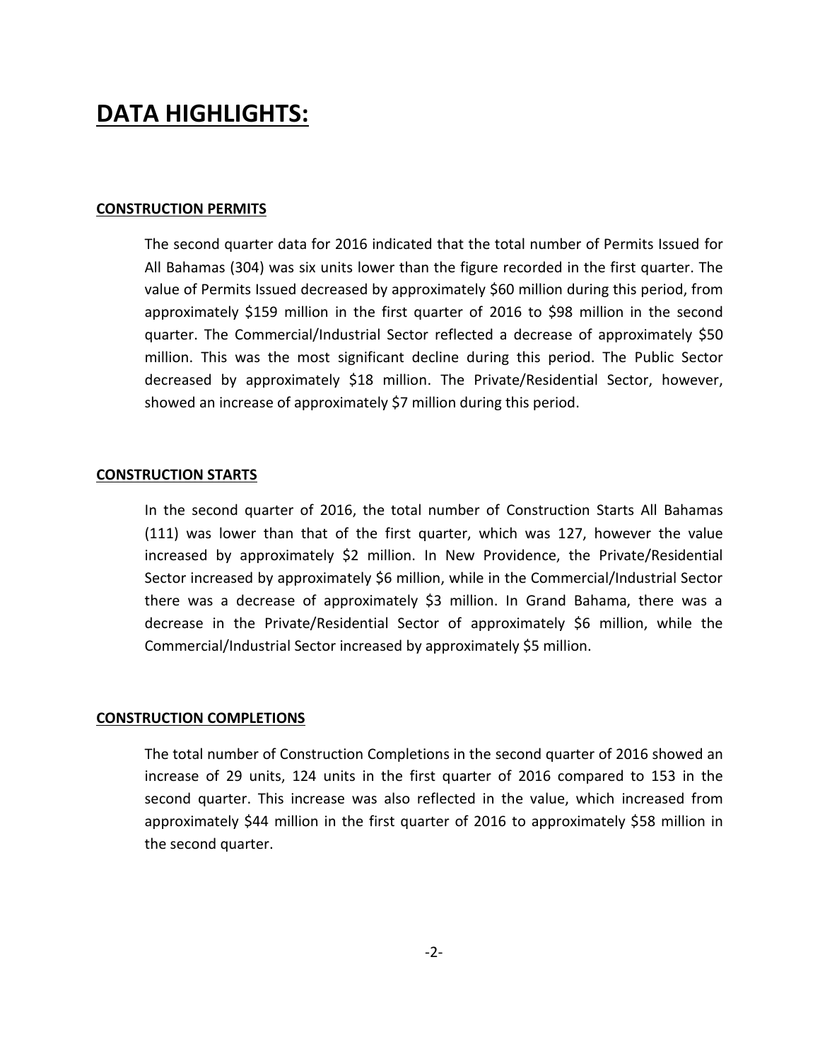# DATA HIGHLIGHTS:

**CONSTRUCTION PERMITS**

The second quarter data for 2016 indicated that the total number of Permits Issued for All Bahamas (304) was six units lower than the figure recorded in the first quarter. The value of Permits Issued decreased by approximately $60 million during this period, from approximately $159 million in the first quarter of 2016 to $98 million in the second quarter. The Commercial/Industrial Sector reflected a decrease of approximately $50 million. This was the most significant decline during this period. The Public Sector decreased by approximately $18 million. The Private/Residential Sector, however, showed an increase of approximately $7 million during this period.

**CONSTRUCTION STARTS**

In the second quarter of 2016, the total number of Construction Starts All Bahamas (111) was lower than that of the first quarter, which was 127, however the value increased by approximately $2 million. In New Providence, the Private/Residential Sector increased by approximately $6 million, while in the Commercial/Industrial Sector there was a decrease of approximately $3 million. In Grand Bahama, there was a decrease in the Private/Residential Sector of approximately $6 million, while the Commercial/Industrial Sector increased by approximately $5 million.

**CONSTRUCTION COMPLETIONS**

The total number of Construction Completions in the second quarter of 2016 showed an increase of 29 units, 124 units in the first quarter of 2016 compared to 153 in the second quarter. This increase was also reflected in the value, which increased from approximately $44 million in the first quarter of 2016 to approximately $58 million in the second quarter.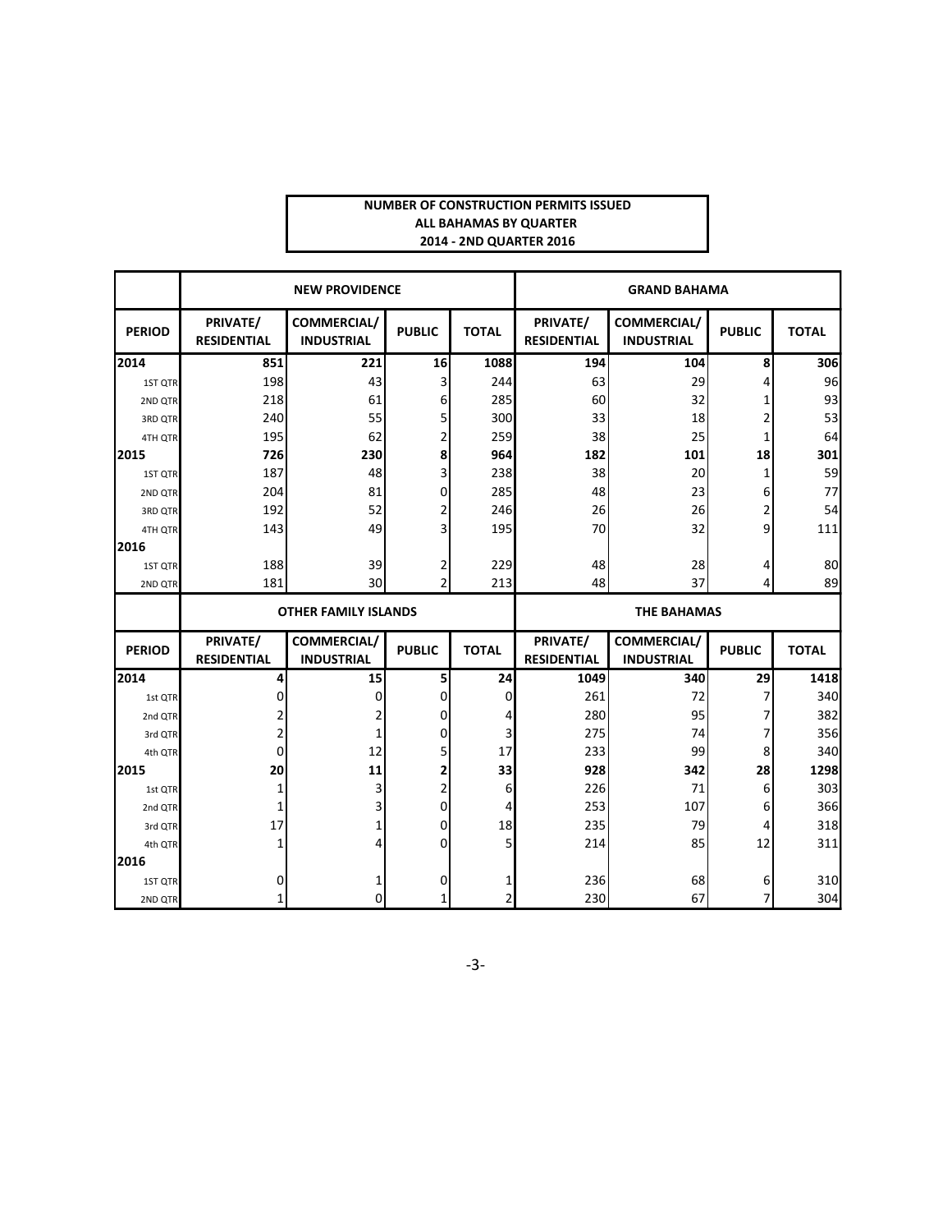**NUMBER OF CONSTRUCTION PERMITS ISSUED**
**ALL BAHAMAS BY QUARTER**
**2014 - 2ND QUARTER 2016**

| | NEW PROVIDENCE | | | | GRAND BAHAMA | | | |
|---|---|---|---|---|---|---|---|---|
| **PERIOD** | **PRIVATE/ RESIDENTIAL** | **COMMERCIAL/ INDUSTRIAL** | **PUBLIC** | **TOTAL** | **PRIVATE/ RESIDENTIAL** | **COMMERCIAL/ INDUSTRIAL** | **PUBLIC** | **TOTAL** |
| **2014** | **851** | **221** | **16** | **1088** | **194** | **104** | **8** | **306** |
| 1ST QTR | 198 | 43 | 3 | 244 | 63 | 29 | 4 | 96 |
| 2ND QTR | 218 | 61 | 6 | 285 | 60 | 32 | 1 | 93 |
| 3RD QTR | 240 | 55 | 5 | 300 | 33 | 18 | 2 | 53 |
| 4TH QTR | 195 | 62 | 2 | 259 | 38 | 25 | 1 | 64 |
| **2015** | **726** | **230** | **8** | **964** | **182** | **101** | **18** | **301** |
| 1ST QTR | 187 | 48 | 3 | 238 | 38 | 20 | 1 | 59 |
| 2ND QTR | 204 | 81 | 0 | 285 | 48 | 23 | 6 | 77 |
| 3RD QTR | 192 | 52 | 2 | 246 | 26 | 26 | 2 | 54 |
| 4TH QTR | 143 | 49 | 3 | 195 | 70 | 32 | 9 | 111 |
| **2016** | | | | | | | | |
| 1ST QTR | 188 | 39 | 2 | 229 | 48 | 28 | 4 | 80 |
| 2ND QTR | 181 | 30 | 2 | 213 | 48 | 37 | 4 | 89 |

| | OTHER FAMILY ISLANDS | | | | THE BAHAMAS | | | |
|---|---|---|---|---|---|---|---|---|
| **PERIOD** | **PRIVATE/ RESIDENTIAL** | **COMMERCIAL/ INDUSTRIAL** | **PUBLIC** | **TOTAL** | **PRIVATE/ RESIDENTIAL** | **COMMERCIAL/ INDUSTRIAL** | **PUBLIC** | **TOTAL** |
| **2014** | **4** | **15** | **5** | **24** | **1049** | **340** | **29** | **1418** |
| 1st QTR | 0 | 0 | 0 | 0 | 261 | 72 | 7 | 340 |
| 2nd QTR | 2 | 2 | 0 | 4 | 280 | 95 | 7 | 382 |
| 3rd QTR | 2 | 1 | 0 | 3 | 275 | 74 | 7 | 356 |
| 4th QTR | 0 | 12 | 5 | 17 | 233 | 99 | 8 | 340 |
| **2015** | **20** | **11** | **2** | **33** | **928** | **342** | **28** | **1298** |
| 1st QTR | 1 | 3 | 2 | 6 | 226 | 71 | 6 | 303 |
| 2nd QTR | 1 | 3 | 0 | 4 | 253 | 107 | 6 | 366 |
| 3rd QTR | 17 | 1 | 0 | 18 | 235 | 79 | 4 | 318 |
| 4th QTR | 1 | 4 | 0 | 5 | 214 | 85 | 12 | 311 |
| **2016** | | | | | | | | |
| 1ST QTR | 0 | 1 | 0 | 1 | 236 | 68 | 6 | 310 |
| 2ND QTR | 1 | 0 | 1 | 2 | 230 | 67 | 7 | 304 |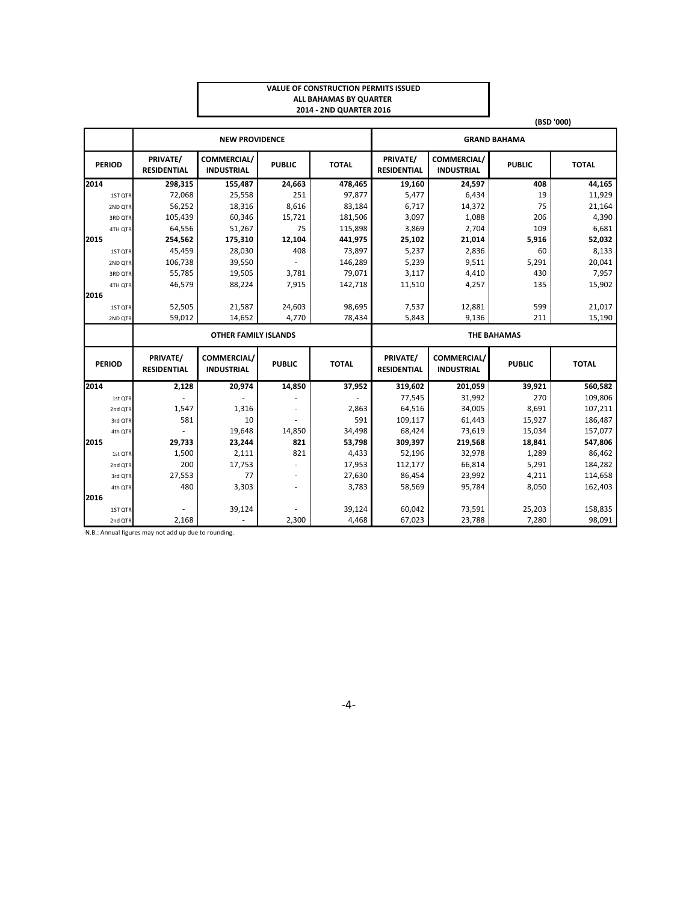**VALUE OF CONSTRUCTION PERMITS ISSUED**
**ALL BAHAMAS BY QUARTER**
**2014 - 2ND QUARTER 2016**

(BSD '000)

| PERIOD | NEW PROVIDENCE | | | | GRAND BAHAMA | | | |
|---|---|---|---|---|---|---|---|---|
| | PRIVATE/ RESIDENTIAL | COMMERCIAL/ INDUSTRIAL | PUBLIC | TOTAL | PRIVATE/ RESIDENTIAL | COMMERCIAL/ INDUSTRIAL | PUBLIC | TOTAL |
| **2014** | **298,315** | **155,487** | **24,663** | **478,465** | **19,160** | **24,597** | **408** | **44,165** |
| 1ST QTR | 72,068 | 25,558 | 251 | 97,877 | 5,477 | 6,434 | 19 | 11,929 |
| 2ND QTR | 56,252 | 18,316 | 8,616 | 83,184 | 6,717 | 14,372 | 75 | 21,164 |
| 3RD QTR | 105,439 | 60,346 | 15,721 | 181,506 | 3,097 | 1,088 | 206 | 4,390 |
| 4TH QTR | 64,556 | 51,267 | 75 | 115,898 | 3,869 | 2,704 | 109 | 6,681 |
| **2015** | **254,562** | **175,310** | **12,104** | **441,975** | **25,102** | **21,014** | **5,916** | **52,032** |
| 1ST QTR | 45,459 | 28,030 | 408 | 73,897 | 5,237 | 2,836 | 60 | 8,133 |
| 2ND QTR | 106,738 | 39,550 | - | 146,289 | 5,239 | 9,511 | 5,291 | 20,041 |
| 3RD QTR | 55,785 | 19,505 | 3,781 | 79,071 | 3,117 | 4,410 | 430 | 7,957 |
| 4TH QTR | 46,579 | 88,224 | 7,915 | 142,718 | 11,510 | 4,257 | 135 | 15,902 |
| **2016** | | | | | | | | |
| 1ST QTR | 52,505 | 21,587 | 24,603 | 98,695 | 7,537 | 12,881 | 599 | 21,017 |
| 2ND QTR | 59,012 | 14,652 | 4,770 | 78,434 | 5,843 | 9,136 | 211 | 15,190 |

| PERIOD | OTHER FAMILY ISLANDS | | | | THE BAHAMAS | | | |
|---|---|---|---|---|---|---|---|---|
| | PRIVATE/ RESIDENTIAL | COMMERCIAL/ INDUSTRIAL | PUBLIC | TOTAL | PRIVATE/ RESIDENTIAL | COMMERCIAL/ INDUSTRIAL | PUBLIC | TOTAL |
| **2014** | **2,128** | **20,974** | **14,850** | **37,952** | **319,602** | **201,059** | **39,921** | **560,582** |
| 1st QTR | - | - | - | - | 77,545 | 31,992 | 270 | 109,806 |
| 2nd QTR | 1,547 | 1,316 | - | 2,863 | 64,516 | 34,005 | 8,691 | 107,211 |
| 3rd QTR | 581 | 10 | - | 591 | 109,117 | 61,443 | 15,927 | 186,487 |
| 4th QTR | - | 19,648 | 14,850 | 34,498 | 68,424 | 73,619 | 15,034 | 157,077 |
| **2015** | **29,733** | **23,244** | **821** | **53,798** | **309,397** | **219,568** | **18,841** | **547,806** |
| 1st QTR | 1,500 | 2,111 | 821 | 4,433 | 52,196 | 32,978 | 1,289 | 86,462 |
| 2nd QTR | 200 | 17,753 | - | 17,953 | 112,177 | 66,814 | 5,291 | 184,282 |
| 3rd QTR | 27,553 | 77 | - | 27,630 | 86,454 | 23,992 | 4,211 | 114,658 |
| 4th QTR | 480 | 3,303 | - | 3,783 | 58,569 | 95,784 | 8,050 | 162,403 |
| **2016** | | | | | | | | |
| 1ST QTR | - | 39,124 | - | 39,124 | 60,042 | 73,591 | 25,203 | 158,835 |
| 2nd QTR | 2,168 | - | 2,300 | 4,468 | 67,023 | 23,788 | 7,280 | 98,091 |

N.B.: Annual figures may not add up due to rounding.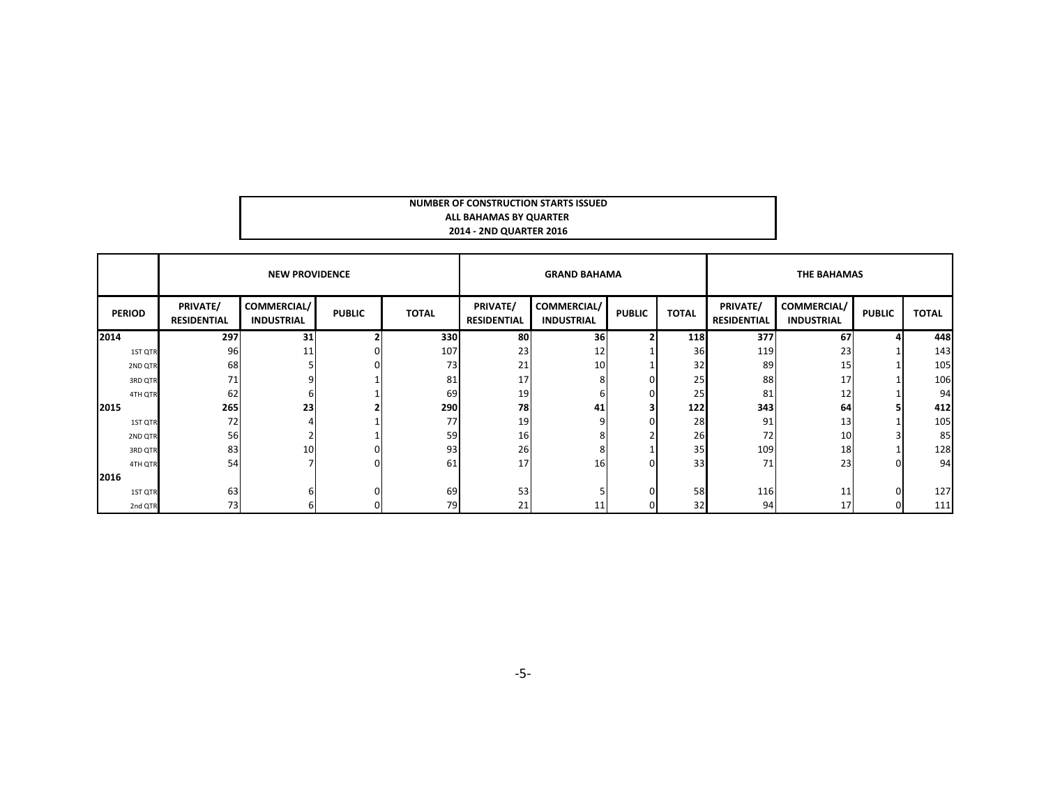**NUMBER OF CONSTRUCTION STARTS ISSUED**
**ALL BAHAMAS BY QUARTER**
**2014 - 2ND QUARTER 2016**

| | NEW PROVIDENCE | | | | GRAND BAHAMA | | | | THE BAHAMAS | | | |
|---|---|---|---|---|---|---|---|---|---|---|---|---|
| **PERIOD** | **PRIVATE/ RESIDENTIAL** | **COMMERCIAL/ INDUSTRIAL** | **PUBLIC** | **TOTAL** | **PRIVATE/ RESIDENTIAL** | **COMMERCIAL/ INDUSTRIAL** | **PUBLIC** | **TOTAL** | **PRIVATE/ RESIDENTIAL** | **COMMERCIAL/ INDUSTRIAL** | **PUBLIC** | **TOTAL** |
| **2014** | **297** | **31** | **2** | **330** | **80** | **36** | **2** | **118** | **377** | **67** | **4** | **448** |
| 1ST QTR | 96 | 11 | 0 | 107 | 23 | 12 | 1 | 36 | 119 | 23 | 1 | 143 |
| 2ND QTR | 68 | 5 | 0 | 73 | 21 | 10 | 1 | 32 | 89 | 15 | 1 | 105 |
| 3RD QTR | 71 | 9 | 1 | 81 | 17 | 8 | 0 | 25 | 88 | 17 | 1 | 106 |
| 4TH QTR | 62 | 6 | 1 | 69 | 19 | 6 | 0 | 25 | 81 | 12 | 1 | 94 |
| **2015** | **265** | **23** | **2** | **290** | **78** | **41** | **3** | **122** | **343** | **64** | **5** | **412** |
| 1ST QTR | 72 | 4 | 1 | 77 | 19 | 9 | 0 | 28 | 91 | 13 | 1 | 105 |
| 2ND QTR | 56 | 2 | 1 | 59 | 16 | 8 | 2 | 26 | 72 | 10 | 3 | 85 |
| 3RD QTR | 83 | 10 | 0 | 93 | 26 | 8 | 1 | 35 | 109 | 18 | 1 | 128 |
| 4TH QTR | 54 | 7 | 0 | 61 | 17 | 16 | 0 | 33 | 71 | 23 | 0 | 94 |
| **2016** | | | | | | | | | | | | |
| 1ST QTR | 63 | 6 | 0 | 69 | 53 | 5 | 0 | 58 | 116 | 11 | 0 | 127 |
| 2nd QTR | 73 | 6 | 0 | 79 | 21 | 11 | 0 | 32 | 94 | 17 | 0 | 111 |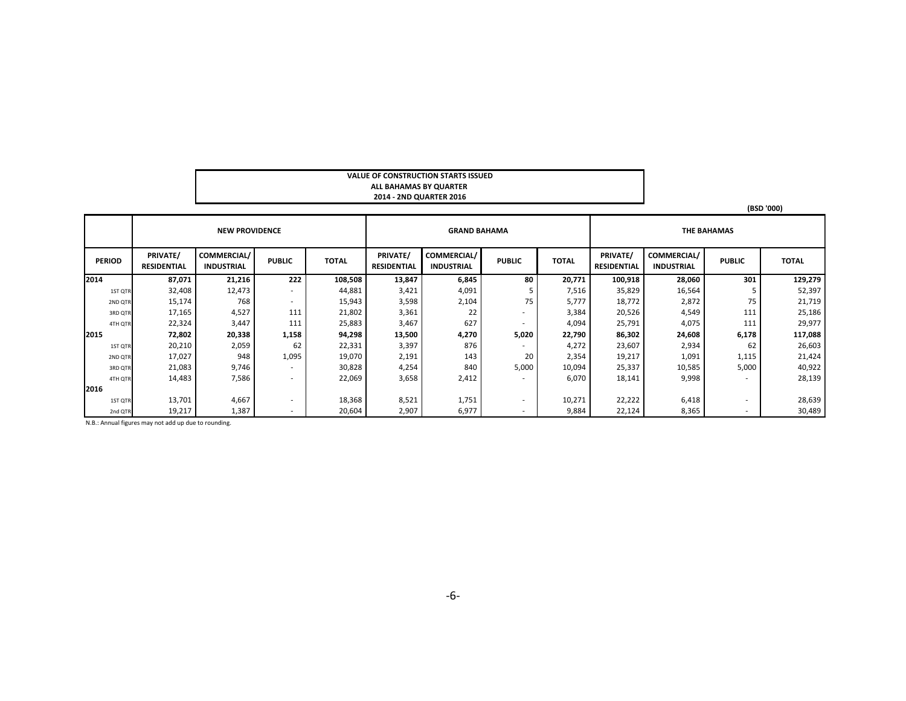**VALUE OF CONSTRUCTION STARTS ISSUED**
**ALL BAHAMAS BY QUARTER**
**2014 - 2ND QUARTER 2016**

**(BSD '000)**

| | NEW PROVIDENCE | | | | GRAND BAHAMA | | | | THE BAHAMAS | | | |
|---|---|---|---|---|---|---|---|---|---|---|---|---|
| PERIOD | PRIVATE/ RESIDENTIAL | COMMERCIAL/ INDUSTRIAL | PUBLIC | TOTAL | PRIVATE/ RESIDENTIAL | COMMERCIAL/ INDUSTRIAL | PUBLIC | TOTAL | PRIVATE/ RESIDENTIAL | COMMERCIAL/ INDUSTRIAL | PUBLIC | TOTAL |
| **2014** | **87,071** | **21,216** | **222** | **108,508** | **13,847** | **6,845** | **80** | **20,771** | **100,918** | **28,060** | **301** | **129,279** |
| 1ST QTR | 32,408 | 12,473 | - | 44,881 | 3,421 | 4,091 | 5 | 7,516 | 35,829 | 16,564 | 5 | 52,397 |
| 2ND QTR | 15,174 | 768 | - | 15,943 | 3,598 | 2,104 | 75 | 5,777 | 18,772 | 2,872 | 75 | 21,719 |
| 3RD QTR | 17,165 | 4,527 | 111 | 21,802 | 3,361 | 22 | - | 3,384 | 20,526 | 4,549 | 111 | 25,186 |
| 4TH QTR | 22,324 | 3,447 | 111 | 25,883 | 3,467 | 627 | - | 4,094 | 25,791 | 4,075 | 111 | 29,977 |
| **2015** | **72,802** | **20,338** | **1,158** | **94,298** | **13,500** | **4,270** | **5,020** | **22,790** | **86,302** | **24,608** | **6,178** | **117,088** |
| 1ST QTR | 20,210 | 2,059 | 62 | 22,331 | 3,397 | 876 | - | 4,272 | 23,607 | 2,934 | 62 | 26,603 |
| 2ND QTR | 17,027 | 948 | 1,095 | 19,070 | 2,191 | 143 | 20 | 2,354 | 19,217 | 1,091 | 1,115 | 21,424 |
| 3RD QTR | 21,083 | 9,746 | - | 30,828 | 4,254 | 840 | 5,000 | 10,094 | 25,337 | 10,585 | 5,000 | 40,922 |
| 4TH QTR | 14,483 | 7,586 | - | 22,069 | 3,658 | 2,412 | - | 6,070 | 18,141 | 9,998 | - | 28,139 |
| **2016** | | | | | | | | | | | | |
| 1ST QTR | 13,701 | 4,667 | - | 18,368 | 8,521 | 1,751 | - | 10,271 | 22,222 | 6,418 | - | 28,639 |
| 2nd QTR | 19,217 | 1,387 | - | 20,604 | 2,907 | 6,977 | - | 9,884 | 22,124 | 8,365 | - | 30,489 |

N.B.: Annual figures may not add up due to rounding.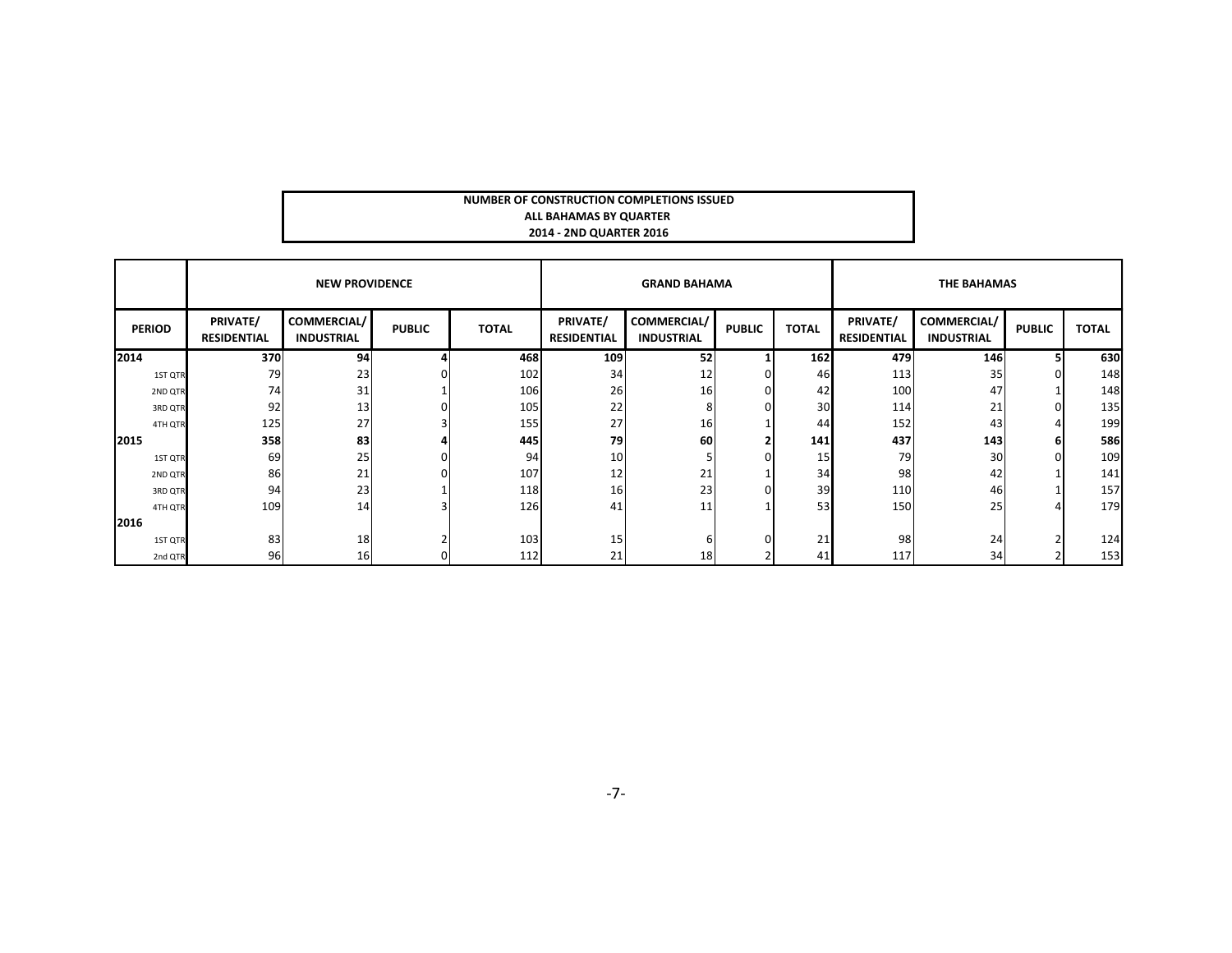**NUMBER OF CONSTRUCTION COMPLETIONS ISSUED**
**ALL BAHAMAS BY QUARTER**
**2014 - 2ND QUARTER 2016**

| | NEW PROVIDENCE | | | | GRAND BAHAMA | | | | THE BAHAMAS | | | |
|---|---|---|---|---|---|---|---|---|---|---|---|---|
| **PERIOD** | **PRIVATE/ RESIDENTIAL** | **COMMERCIAL/ INDUSTRIAL** | **PUBLIC** | **TOTAL** | **PRIVATE/ RESIDENTIAL** | **COMMERCIAL/ INDUSTRIAL** | **PUBLIC** | **TOTAL** | **PRIVATE/ RESIDENTIAL** | **COMMERCIAL/ INDUSTRIAL** | **PUBLIC** | **TOTAL** |
| **2014** | **370** | **94** | **4** | **468** | **109** | **52** | **1** | **162** | **479** | **146** | **5** | **630** |
| 1ST QTR | 79 | 23 | 0 | 102 | 34 | 12 | 0 | 46 | 113 | 35 | 0 | 148 |
| 2ND QTR | 74 | 31 | 1 | 106 | 26 | 16 | 0 | 42 | 100 | 47 | 1 | 148 |
| 3RD QTR | 92 | 13 | 0 | 105 | 22 | 8 | 0 | 30 | 114 | 21 | 0 | 135 |
| 4TH QTR | 125 | 27 | 3 | 155 | 27 | 16 | 1 | 44 | 152 | 43 | 4 | 199 |
| **2015** | **358** | **83** | **4** | **445** | **79** | **60** | **2** | **141** | **437** | **143** | **6** | **586** |
| 1ST QTR | 69 | 25 | 0 | 94 | 10 | 5 | 0 | 15 | 79 | 30 | 0 | 109 |
| 2ND QTR | 86 | 21 | 0 | 107 | 12 | 21 | 1 | 34 | 98 | 42 | 1 | 141 |
| 3RD QTR | 94 | 23 | 1 | 118 | 16 | 23 | 0 | 39 | 110 | 46 | 1 | 157 |
| 4TH QTR | 109 | 14 | 3 | 126 | 41 | 11 | 1 | 53 | 150 | 25 | 4 | 179 |
| **2016** | | | | | | | | | | | | |
| 1ST QTR | 83 | 18 | 2 | 103 | 15 | 6 | 0 | 21 | 98 | 24 | 2 | 124 |
| 2nd QTR | 96 | 16 | 0 | 112 | 21 | 18 | 2 | 41 | 117 | 34 | 2 | 153 |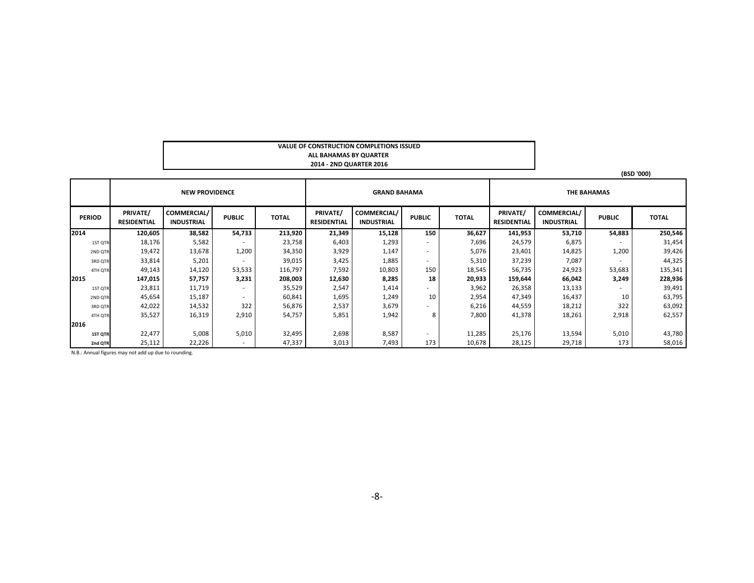**VALUE OF CONSTRUCTION COMPLETIONS ISSUED**
**ALL BAHAMAS BY QUARTER**
**2014 - 2ND QUARTER 2016**

**(BSD '000)**

| | NEW PROVIDENCE | | | | GRAND BAHAMA | | | | THE BAHAMAS | | | |
|---|---|---|---|---|---|---|---|---|---|---|---|---|
| PERIOD | PRIVATE/ RESIDENTIAL | COMMERCIAL/ INDUSTRIAL | PUBLIC | TOTAL | PRIVATE/ RESIDENTIAL | COMMERCIAL/ INDUSTRIAL | PUBLIC | TOTAL | PRIVATE/ RESIDENTIAL | COMMERCIAL/ INDUSTRIAL | PUBLIC | TOTAL |
| **2014** | **120,605** | **38,582** | **54,733** | **213,920** | **21,349** | **15,128** | **150** | **36,627** | **141,953** | **53,710** | **54,883** | **250,546** |
| 1ST QTR | 18,176 | 5,582 | - | 23,758 | 6,403 | 1,293 | - | 7,696 | 24,579 | 6,875 | - | 31,454 |
| 2ND QTR | 19,472 | 13,678 | 1,200 | 34,350 | 3,929 | 1,147 | - | 5,076 | 23,401 | 14,825 | 1,200 | 39,426 |
| 3RD QTR | 33,814 | 5,201 | - | 39,015 | 3,425 | 1,885 | - | 5,310 | 37,239 | 7,087 | - | 44,325 |
| 4TH QTR | 49,143 | 14,120 | 53,533 | 116,797 | 7,592 | 10,803 | 150 | 18,545 | 56,735 | 24,923 | 53,683 | 135,341 |
| **2015** | **147,015** | **57,757** | **3,231** | **208,003** | **12,630** | **8,285** | **18** | **20,933** | **159,644** | **66,042** | **3,249** | **228,936** |
| 1ST QTR | 23,811 | 11,719 | - | 35,529 | 2,547 | 1,414 | - | 3,962 | 26,358 | 13,133 | - | 39,491 |
| 2ND QTR | 45,654 | 15,187 | - | 60,841 | 1,695 | 1,249 | 10 | 2,954 | 47,349 | 16,437 | 10 | 63,795 |
| 3RD QTR | 42,022 | 14,532 | 322 | 56,876 | 2,537 | 3,679 | - | 6,216 | 44,559 | 18,212 | 322 | 63,092 |
| 4TH QTR | 35,527 | 16,319 | 2,910 | 54,757 | 5,851 | 1,942 | 8 | 7,800 | 41,378 | 18,261 | 2,918 | 62,557 |
| **2016** | | | | | | | | | | | | |
| **1ST QTR** | 22,477 | 5,008 | 5,010 | 32,495 | 2,698 | 8,587 | - | 11,285 | 25,176 | 13,594 | 5,010 | 43,780 |
| **2nd QTR** | 25,112 | 22,226 | - | 47,337 | 3,013 | 7,493 | 173 | 10,678 | 28,125 | 29,718 | 173 | 58,016 |

N.B.: Annual figures may not add up due to rounding.